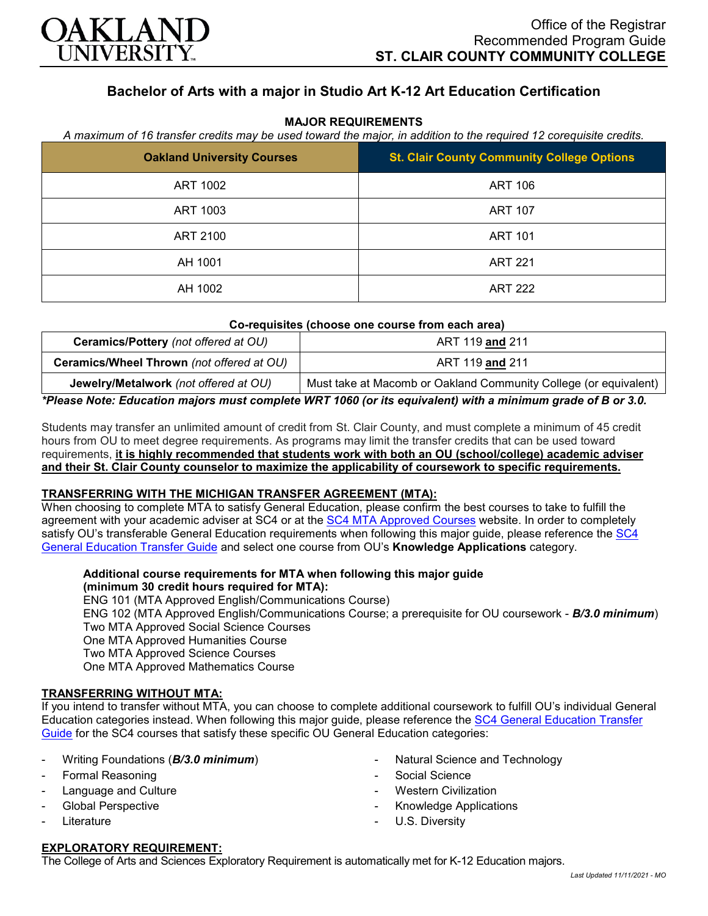Office of the Registrar
Recommended Program Guide
**ST. CLAIR COUNTY COMMUNITY COLLEGE**

# Bachelor of Arts with a major in Studio Art K-12 Art Education Certification

## MAJOR REQUIREMENTS

*A maximum of 16 transfer credits may be used toward the major, in addition to the required 12 corequisite credits.*

| Oakland University Courses | St. Clair County Community College Options |
|---|---|
| ART 1002 | ART 106 |
| ART 1003 | ART 107 |
| ART 2100 | ART 101 |
| AH 1001 | ART 221 |
| AH 1002 | ART 222 |

**Co-requisites (choose one course from each area)**

| | |
|---|---|
| **Ceramics/Pottery** *(not offered at OU)* | ART 119 **and** 211 |
| **Ceramics/Wheel Thrown** *(not offered at OU)* | ART 119 **and** 211 |
| **Jewelry/Metalwork** *(not offered at OU)* | Must take at Macomb or Oakland Community College (or equivalent) |

***Please Note: Education majors must complete WRT 1060 (or its equivalent) with a minimum grade of B or 3.0.***

Students may transfer an unlimited amount of credit from St. Clair County, and must complete a minimum of 45 credit hours from OU to meet degree requirements. As programs may limit the transfer credits that can be used toward requirements, **it is highly recommended that students work with both an OU (school/college) academic adviser and their St. Clair County counselor to maximize the applicability of coursework to specific requirements.**

### TRANSFERRING WITH THE MICHIGAN TRANSFER AGREEMENT (MTA):

When choosing to complete MTA to satisfy General Education, please confirm the best courses to take to fulfill the agreement with your academic adviser at SC4 or at the SC4 MTA Approved Courses website. In order to completely satisfy OU's transferable General Education requirements when following this major guide, please reference the SC4 General Education Transfer Guide and select one course from OU's **Knowledge Applications** category.

**Additional course requirements for MTA when following this major guide (minimum 30 credit hours required for MTA):**
ENG 101 (MTA Approved English/Communications Course)
ENG 102 (MTA Approved English/Communications Course; a prerequisite for OU coursework - ***B/3.0 minimum***)
Two MTA Approved Social Science Courses
One MTA Approved Humanities Course
Two MTA Approved Science Courses
One MTA Approved Mathematics Course

### TRANSFERRING WITHOUT MTA:

If you intend to transfer without MTA, you can choose to complete additional coursework to fulfill OU's individual General Education categories instead. When following this major guide, please reference the SC4 General Education Transfer Guide for the SC4 courses that satisfy these specific OU General Education categories:

- Writing Foundations (***B/3.0 minimum***)
- Formal Reasoning
- Language and Culture
- Global Perspective
- Literature
- Natural Science and Technology
- Social Science
- Western Civilization
- Knowledge Applications
- U.S. Diversity

### EXPLORATORY REQUIREMENT:

The College of Arts and Sciences Exploratory Requirement is automatically met for K-12 Education majors.

*Last Updated 11/11/2021 - MO*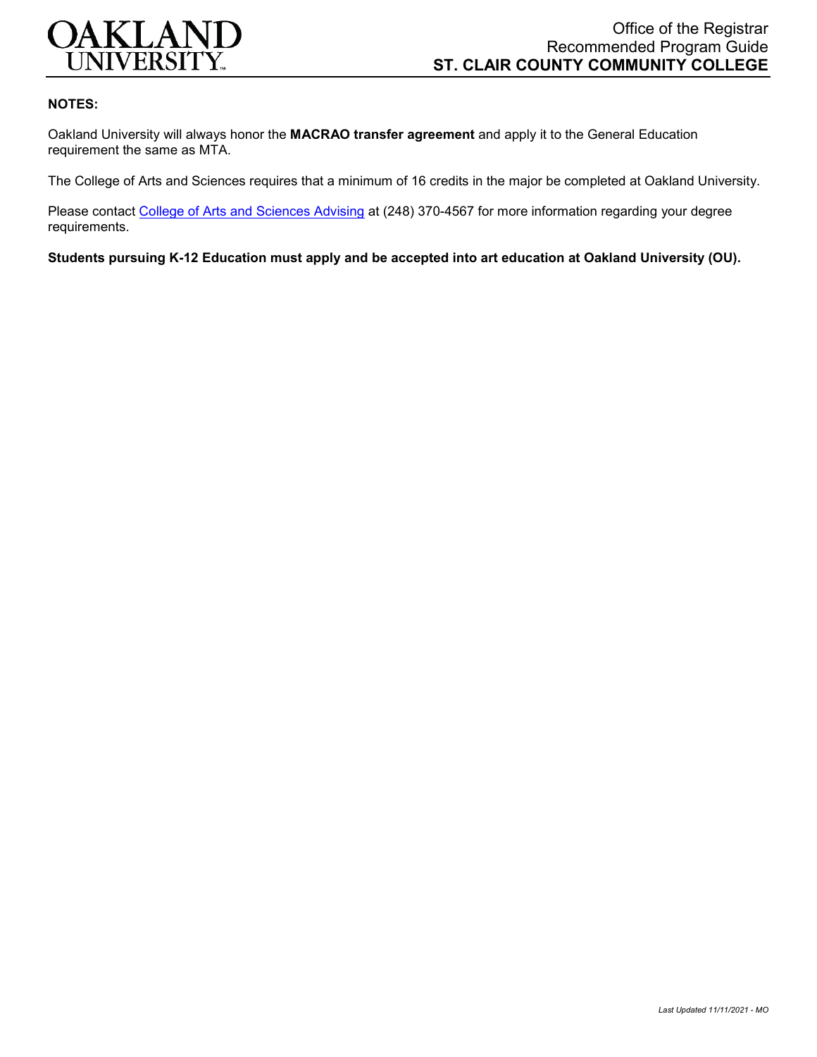**NOTES:**

Oakland University will always honor the **MACRAO transfer agreement** and apply it to the General Education requirement the same as MTA.

The College of Arts and Sciences requires that a minimum of 16 credits in the major be completed at Oakland University.

Please contact College of Arts and Sciences Advising at (248) 370-4567 for more information regarding your degree requirements.

**Students pursuing K-12 Education must apply and be accepted into art education at Oakland University (OU).**

*Last Updated 11/11/2021 - MO*